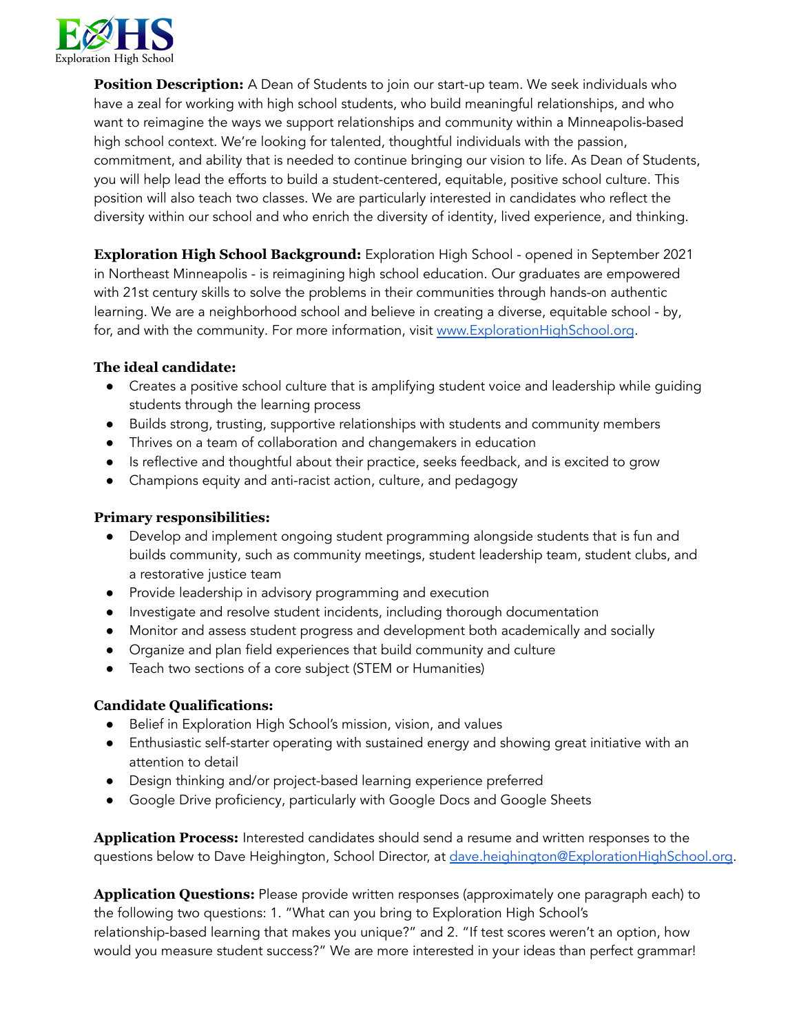**Position Description:** A Dean of Students to join our start-up team. We seek individuals who have a zeal for working with high school students, who build meaningful relationships, and who want to reimagine the ways we support relationships and community within a Minneapolis-based high school context. We're looking for talented, thoughtful individuals with the passion, commitment, and ability that is needed to continue bringing our vision to life. As Dean of Students, you will help lead the efforts to build a student-centered, equitable, positive school culture. This position will also teach two classes. We are particularly interested in candidates who reflect the diversity within our school and who enrich the diversity of identity, lived experience, and thinking.

**Exploration High School Background:** Exploration High School - opened in September 2021 in Northeast Minneapolis - is reimagining high school education. Our graduates are empowered with 21st century skills to solve the problems in their communities through hands-on authentic learning. We are a neighborhood school and believe in creating a diverse, equitable school - by, for, and with the community. For more information, visit [www.ExplorationHighSchool.org](http://www.ExplorationHighSchool.org).

**The ideal candidate:**

- Creates a positive school culture that is amplifying student voice and leadership while guiding students through the learning process
- Builds strong, trusting, supportive relationships with students and community members
- Thrives on a team of collaboration and changemakers in education
- Is reflective and thoughtful about their practice, seeks feedback, and is excited to grow
- Champions equity and anti-racist action, culture, and pedagogy

**Primary responsibilities:**

- Develop and implement ongoing student programming alongside students that is fun and builds community, such as community meetings, student leadership team, student clubs, and a restorative justice team
- Provide leadership in advisory programming and execution
- Investigate and resolve student incidents, including thorough documentation
- Monitor and assess student progress and development both academically and socially
- Organize and plan field experiences that build community and culture
- Teach two sections of a core subject (STEM or Humanities)

**Candidate Qualifications:**

- Belief in Exploration High School's mission, vision, and values
- Enthusiastic self-starter operating with sustained energy and showing great initiative with an attention to detail
- Design thinking and/or project-based learning experience preferred
- Google Drive proficiency, particularly with Google Docs and Google Sheets

**Application Process:** Interested candidates should send a resume and written responses to the questions below to Dave Heighington, School Director, at [dave.heighington@ExplorationHighSchool.org](mailto:dave.heighington@ExplorationHighSchool.org).

**Application Questions:** Please provide written responses (approximately one paragraph each) to the following two questions: 1. "What can you bring to Exploration High School's relationship-based learning that makes you unique?" and 2. "If test scores weren't an option, how would you measure student success?" We are more interested in your ideas than perfect grammar!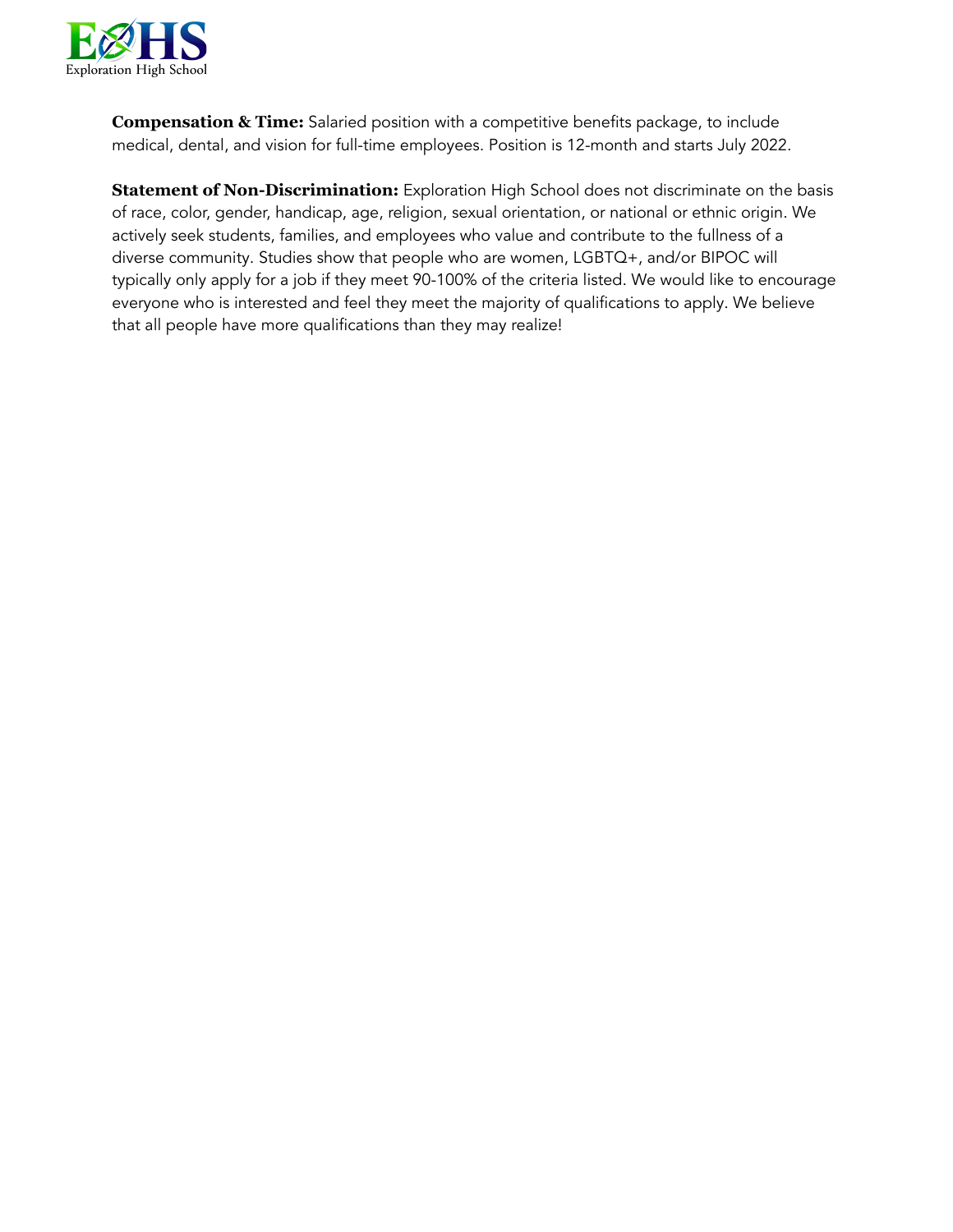**Compensation & Time:** Salaried position with a competitive benefits package, to include medical, dental, and vision for full-time employees. Position is 12-month and starts July 2022.

**Statement of Non-Discrimination:** Exploration High School does not discriminate on the basis of race, color, gender, handicap, age, religion, sexual orientation, or national or ethnic origin. We actively seek students, families, and employees who value and contribute to the fullness of a diverse community. Studies show that people who are women, LGBTQ+, and/or BIPOC will typically only apply for a job if they meet 90-100% of the criteria listed. We would like to encourage everyone who is interested and feel they meet the majority of qualifications to apply. We believe that all people have more qualifications than they may realize!